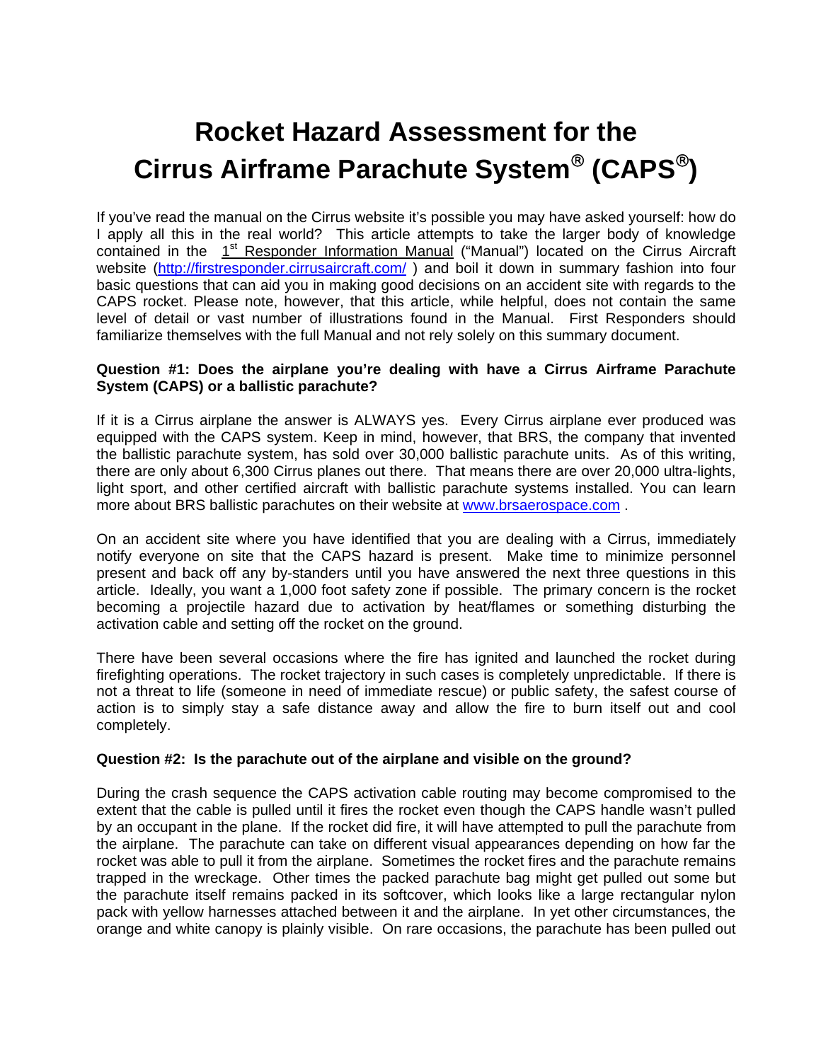# Rocket Hazard Assessment for the Cirrus Airframe Parachute System® (CAPS®)

If you've read the manual on the Cirrus website it's possible you may have asked yourself: how do I apply all this in the real world? This article attempts to take the larger body of knowledge contained in the 1st Responder Information Manual ("Manual") located on the Cirrus Aircraft website (http://firstresponder.cirrusaircraft.com/ ) and boil it down in summary fashion into four basic questions that can aid you in making good decisions on an accident site with regards to the CAPS rocket. Please note, however, that this article, while helpful, does not contain the same level of detail or vast number of illustrations found in the Manual. First Responders should familiarize themselves with the full Manual and not rely solely on this summary document.

**Question #1: Does the airplane you're dealing with have a Cirrus Airframe Parachute System (CAPS) or a ballistic parachute?**

If it is a Cirrus airplane the answer is ALWAYS yes. Every Cirrus airplane ever produced was equipped with the CAPS system. Keep in mind, however, that BRS, the company that invented the ballistic parachute system, has sold over 30,000 ballistic parachute units. As of this writing, there are only about 6,300 Cirrus planes out there. That means there are over 20,000 ultra-lights, light sport, and other certified aircraft with ballistic parachute systems installed. You can learn more about BRS ballistic parachutes on their website at www.brsaerospace.com .

On an accident site where you have identified that you are dealing with a Cirrus, immediately notify everyone on site that the CAPS hazard is present. Make time to minimize personnel present and back off any by-standers until you have answered the next three questions in this article. Ideally, you want a 1,000 foot safety zone if possible. The primary concern is the rocket becoming a projectile hazard due to activation by heat/flames or something disturbing the activation cable and setting off the rocket on the ground.

There have been several occasions where the fire has ignited and launched the rocket during firefighting operations. The rocket trajectory in such cases is completely unpredictable. If there is not a threat to life (someone in need of immediate rescue) or public safety, the safest course of action is to simply stay a safe distance away and allow the fire to burn itself out and cool completely.

**Question #2: Is the parachute out of the airplane and visible on the ground?**

During the crash sequence the CAPS activation cable routing may become compromised to the extent that the cable is pulled until it fires the rocket even though the CAPS handle wasn't pulled by an occupant in the plane. If the rocket did fire, it will have attempted to pull the parachute from the airplane. The parachute can take on different visual appearances depending on how far the rocket was able to pull it from the airplane. Sometimes the rocket fires and the parachute remains trapped in the wreckage. Other times the packed parachute bag might get pulled out some but the parachute itself remains packed in its softcover, which looks like a large rectangular nylon pack with yellow harnesses attached between it and the airplane. In yet other circumstances, the orange and white canopy is plainly visible. On rare occasions, the parachute has been pulled out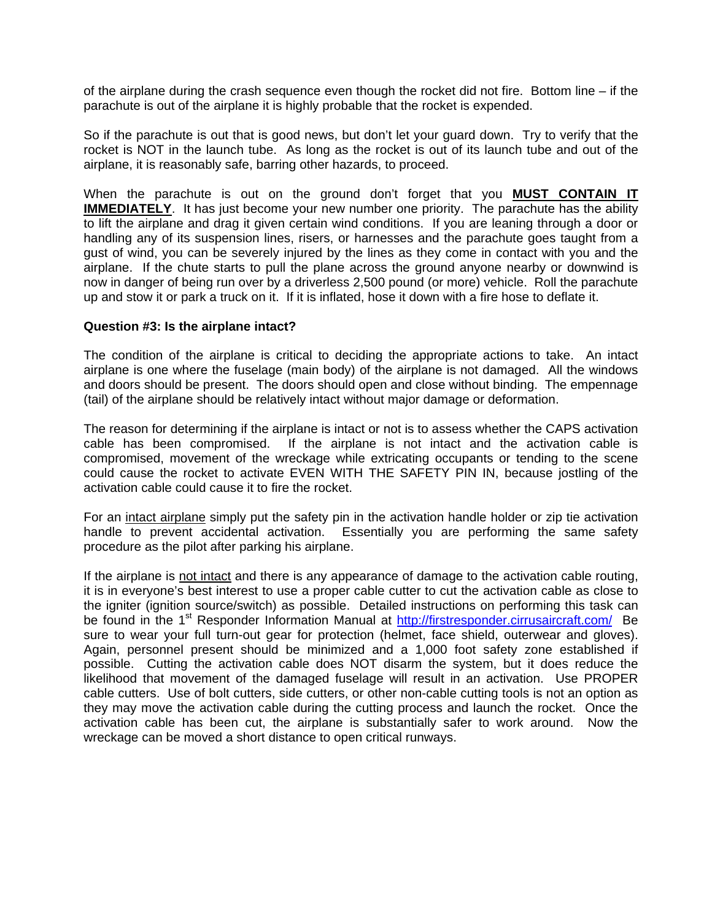of the airplane during the crash sequence even though the rocket did not fire. Bottom line – if the parachute is out of the airplane it is highly probable that the rocket is expended.

So if the parachute is out that is good news, but don't let your guard down. Try to verify that the rocket is NOT in the launch tube. As long as the rocket is out of its launch tube and out of the airplane, it is reasonably safe, barring other hazards, to proceed.

When the parachute is out on the ground don't forget that you **MUST CONTAIN IT IMMEDIATELY**. It has just become your new number one priority. The parachute has the ability to lift the airplane and drag it given certain wind conditions. If you are leaning through a door or handling any of its suspension lines, risers, or harnesses and the parachute goes taught from a gust of wind, you can be severely injured by the lines as they come in contact with you and the airplane. If the chute starts to pull the plane across the ground anyone nearby or downwind is now in danger of being run over by a driverless 2,500 pound (or more) vehicle. Roll the parachute up and stow it or park a truck on it. If it is inflated, hose it down with a fire hose to deflate it.

**Question #3: Is the airplane intact?**

The condition of the airplane is critical to deciding the appropriate actions to take. An intact airplane is one where the fuselage (main body) of the airplane is not damaged. All the windows and doors should be present. The doors should open and close without binding. The empennage (tail) of the airplane should be relatively intact without major damage or deformation.

The reason for determining if the airplane is intact or not is to assess whether the CAPS activation cable has been compromised. If the airplane is not intact and the activation cable is compromised, movement of the wreckage while extricating occupants or tending to the scene could cause the rocket to activate EVEN WITH THE SAFETY PIN IN, because jostling of the activation cable could cause it to fire the rocket.

For an intact airplane simply put the safety pin in the activation handle holder or zip tie activation handle to prevent accidental activation. Essentially you are performing the same safety procedure as the pilot after parking his airplane.

If the airplane is not intact and there is any appearance of damage to the activation cable routing, it is in everyone's best interest to use a proper cable cutter to cut the activation cable as close to the igniter (ignition source/switch) as possible. Detailed instructions on performing this task can be found in the 1st Responder Information Manual at http://firstresponder.cirrusaircraft.com/ Be sure to wear your full turn-out gear for protection (helmet, face shield, outerwear and gloves). Again, personnel present should be minimized and a 1,000 foot safety zone established if possible. Cutting the activation cable does NOT disarm the system, but it does reduce the likelihood that movement of the damaged fuselage will result in an activation. Use PROPER cable cutters. Use of bolt cutters, side cutters, or other non-cable cutting tools is not an option as they may move the activation cable during the cutting process and launch the rocket. Once the activation cable has been cut, the airplane is substantially safer to work around. Now the wreckage can be moved a short distance to open critical runways.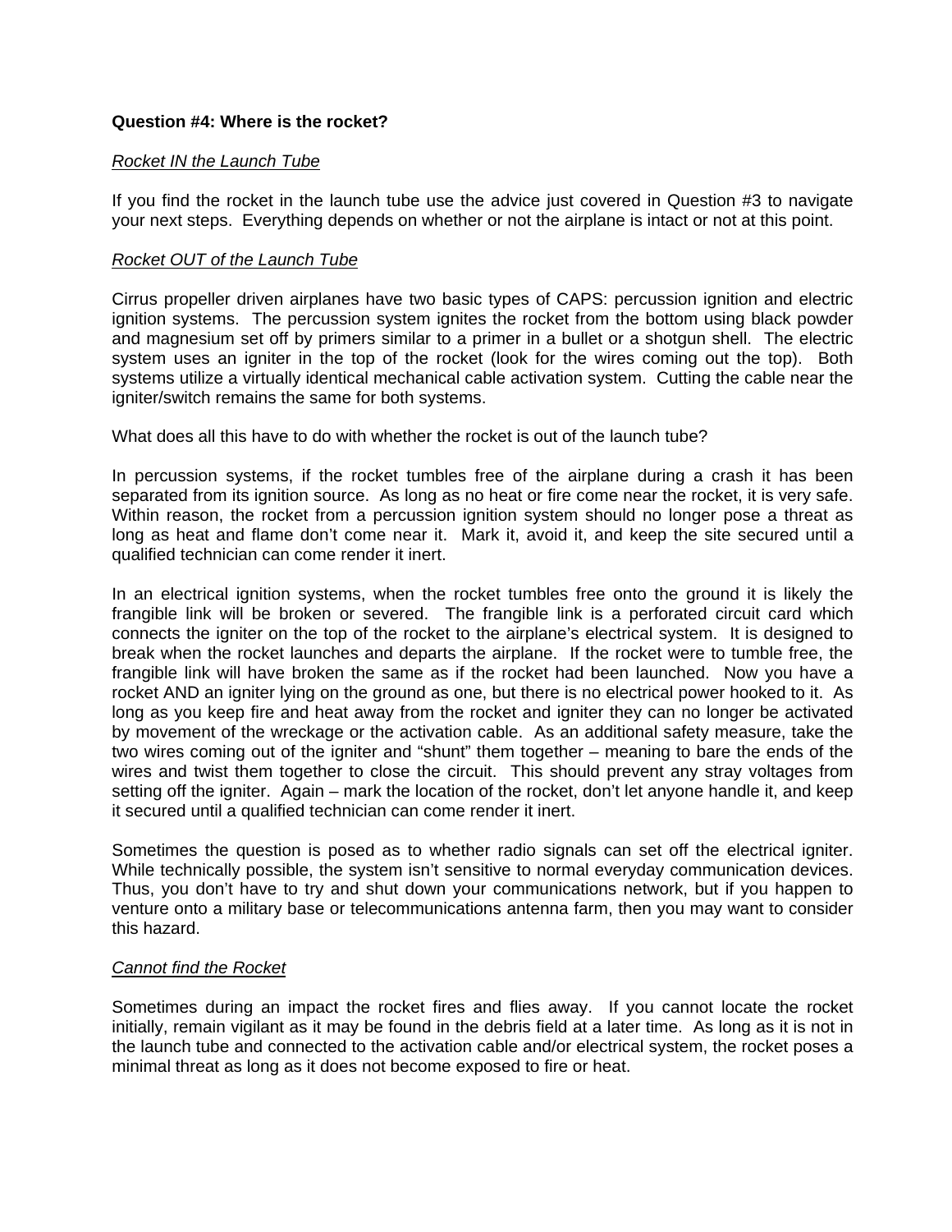**Question #4: Where is the rocket?**

*Rocket IN the Launch Tube*

If you find the rocket in the launch tube use the advice just covered in Question #3 to navigate your next steps. Everything depends on whether or not the airplane is intact or not at this point.

*Rocket OUT of the Launch Tube*

Cirrus propeller driven airplanes have two basic types of CAPS: percussion ignition and electric ignition systems. The percussion system ignites the rocket from the bottom using black powder and magnesium set off by primers similar to a primer in a bullet or a shotgun shell. The electric system uses an igniter in the top of the rocket (look for the wires coming out the top). Both systems utilize a virtually identical mechanical cable activation system. Cutting the cable near the igniter/switch remains the same for both systems.

What does all this have to do with whether the rocket is out of the launch tube?

In percussion systems, if the rocket tumbles free of the airplane during a crash it has been separated from its ignition source. As long as no heat or fire come near the rocket, it is very safe. Within reason, the rocket from a percussion ignition system should no longer pose a threat as long as heat and flame don't come near it. Mark it, avoid it, and keep the site secured until a qualified technician can come render it inert.

In an electrical ignition systems, when the rocket tumbles free onto the ground it is likely the frangible link will be broken or severed. The frangible link is a perforated circuit card which connects the igniter on the top of the rocket to the airplane's electrical system. It is designed to break when the rocket launches and departs the airplane. If the rocket were to tumble free, the frangible link will have broken the same as if the rocket had been launched. Now you have a rocket AND an igniter lying on the ground as one, but there is no electrical power hooked to it. As long as you keep fire and heat away from the rocket and igniter they can no longer be activated by movement of the wreckage or the activation cable. As an additional safety measure, take the two wires coming out of the igniter and "shunt" them together – meaning to bare the ends of the wires and twist them together to close the circuit. This should prevent any stray voltages from setting off the igniter. Again – mark the location of the rocket, don't let anyone handle it, and keep it secured until a qualified technician can come render it inert.

Sometimes the question is posed as to whether radio signals can set off the electrical igniter. While technically possible, the system isn't sensitive to normal everyday communication devices. Thus, you don't have to try and shut down your communications network, but if you happen to venture onto a military base or telecommunications antenna farm, then you may want to consider this hazard.

*Cannot find the Rocket*

Sometimes during an impact the rocket fires and flies away. If you cannot locate the rocket initially, remain vigilant as it may be found in the debris field at a later time. As long as it is not in the launch tube and connected to the activation cable and/or electrical system, the rocket poses a minimal threat as long as it does not become exposed to fire or heat.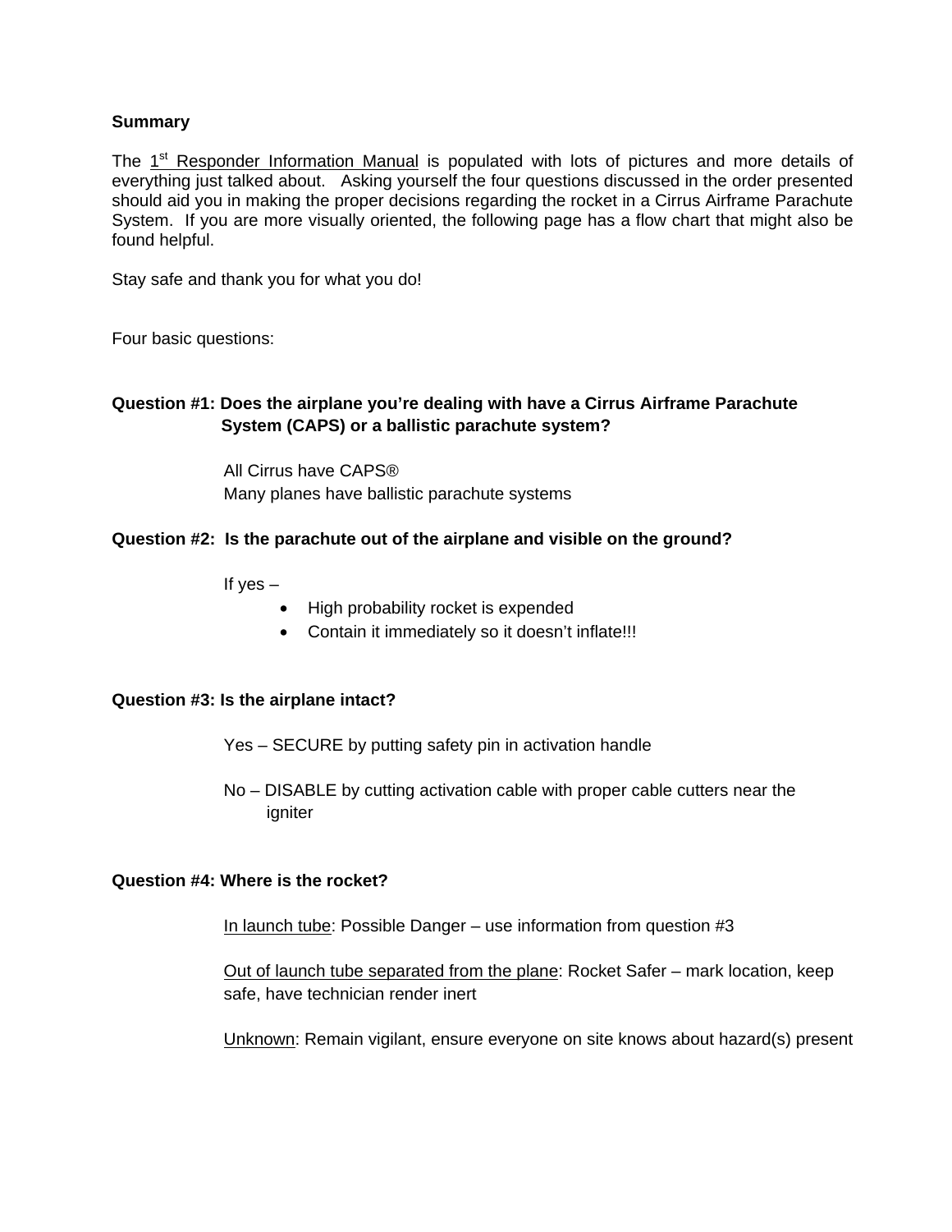**Summary**

The 1[st] Responder Information Manual is populated with lots of pictures and more details of everything just talked about. Asking yourself the four questions discussed in the order presented should aid you in making the proper decisions regarding the rocket in a Cirrus Airframe Parachute System. If you are more visually oriented, the following page has a flow chart that might also be found helpful.

Stay safe and thank you for what you do!

Four basic questions:

**Question #1: Does the airplane you're dealing with have a Cirrus Airframe Parachute System (CAPS) or a ballistic parachute system?**

All Cirrus have CAPS®
Many planes have ballistic parachute systems

**Question #2: Is the parachute out of the airplane and visible on the ground?**

If yes –

- High probability rocket is expended
- Contain it immediately so it doesn't inflate!!!

**Question #3: Is the airplane intact?**

Yes – SECURE by putting safety pin in activation handle

No – DISABLE by cutting activation cable with proper cable cutters near the igniter

**Question #4: Where is the rocket?**

In launch tube: Possible Danger – use information from question #3

Out of launch tube separated from the plane: Rocket Safer – mark location, keep safe, have technician render inert

Unknown: Remain vigilant, ensure everyone on site knows about hazard(s) present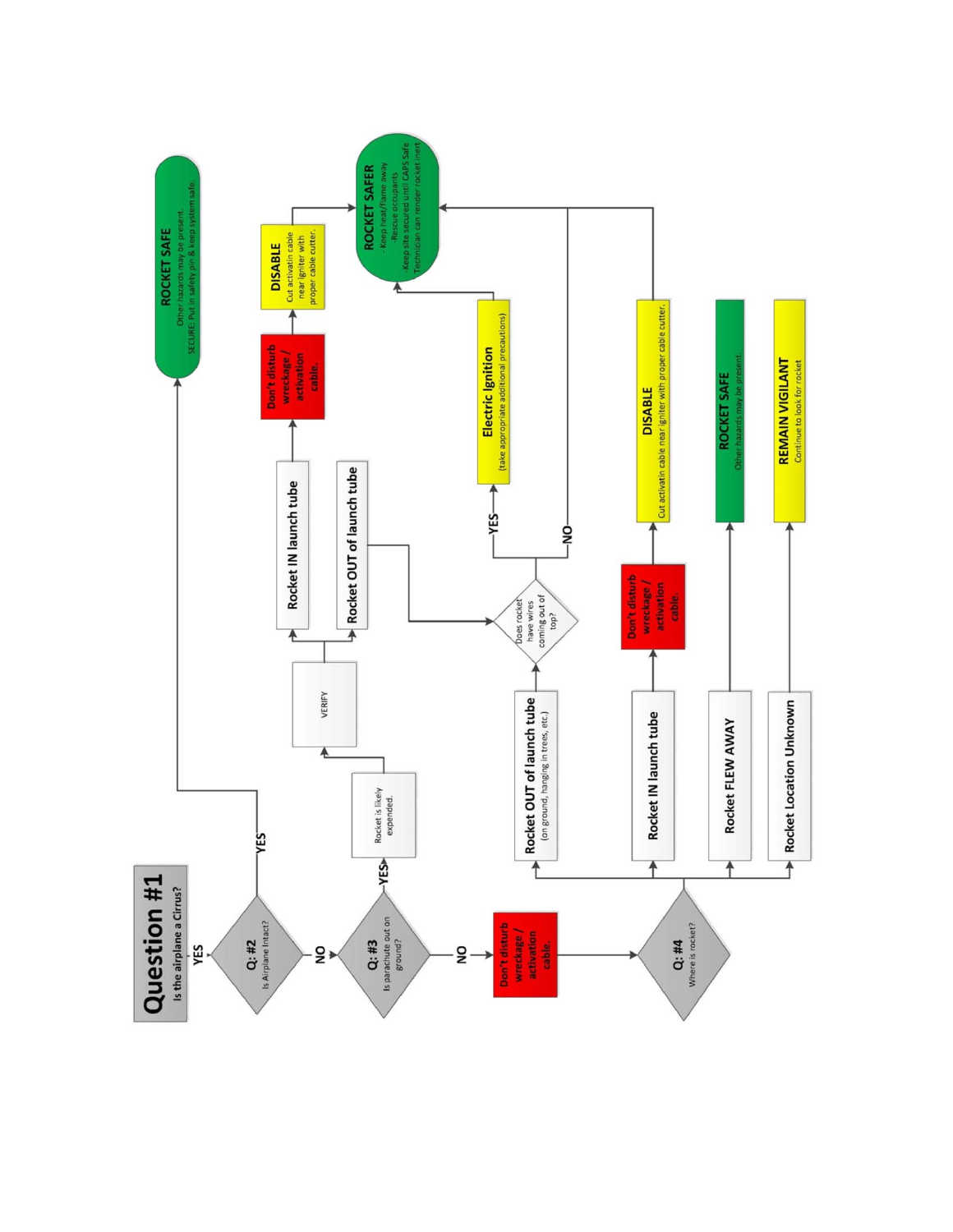# Question #1

**Is the airplane a Cirrus?**

YES

**Q: #2**
Is Airplane Intact?

YES

**ROCKET SAFE**
Other hazards may be present.
SECURE: Put in safety pin & keep system safe.

NO

**Q: #3**
Is parachute out on ground?

YES

Rocket is likely expended.

VERIFY

**Rocket IN launch tube**

**Don't disturb wreckage / activation cable.**

**DISABLE**
Cut activatin cable near igniter with proper cable cutter.

**Rocket OUT of launch tube**

NO

**Don't disturb wreckage / activation cable.**

**Q: #4**
Where is rocket?

**Rocket OUT of launch tube**
(on ground, hanging in trees, etc.)

Does rocket have wires coming out of top?

YES

**Electric Ignition**
(take appropriate additional precautions)

NO

**ROCKET SAFER**
- Keep heat/flame away
- Rescue occupants
- Keep site secured until CAPS Safe Technician can render rocket inert

**Rocket IN launch tube**

**Don't disturb wreckage / activation cable.**

**DISABLE**
Cut activatin cable near igniter with proper cable cutter.

**Rocket FLEW AWAY**

**ROCKET SAFE**
Other hazards may be present

**Rocket Location Unknown**

**REMAIN VIGILANT**
Continue to look for rocket